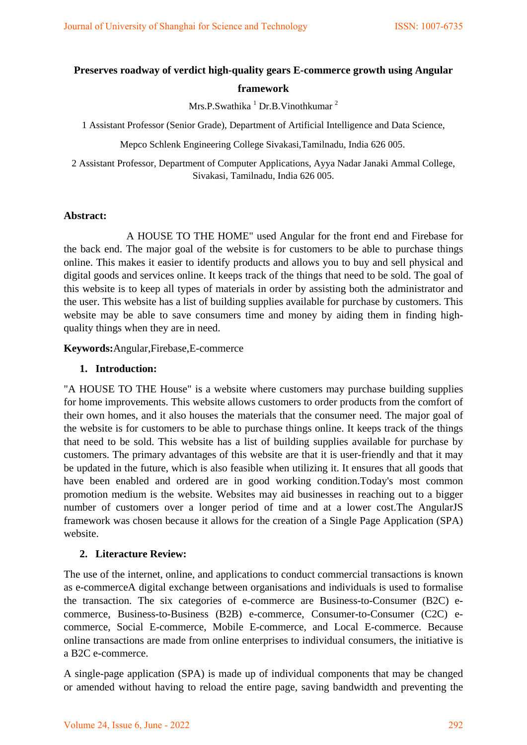# Preserves roadway of verdict high-quality gears E-commerce growth using Angular framework

Mrs.P.Swathika [1] Dr.B.Vinothkumar [2]

1 Assistant Professor (Senior Grade), Department of Artificial Intelligence and Data Science,

Mepco Schlenk Engineering College Sivakasi,Tamilnadu, India 626 005.

2 Assistant Professor, Department of Computer Applications, Ayya Nadar Janaki Ammal College, Sivakasi, Tamilnadu, India 626 005.

**Abstract:**

A HOUSE TO THE HOME" used Angular for the front end and Firebase for the back end. The major goal of the website is for customers to be able to purchase things online. This makes it easier to identify products and allows you to buy and sell physical and digital goods and services online. It keeps track of the things that need to be sold. The goal of this website is to keep all types of materials in order by assisting both the administrator and the user. This website has a list of building supplies available for purchase by customers. This website may be able to save consumers time and money by aiding them in finding high-quality things when they are in need.

**Keywords:**Angular,Firebase,E-commerce

## 1. Introduction:

"A HOUSE TO THE House" is a website where customers may purchase building supplies for home improvements. This website allows customers to order products from the comfort of their own homes, and it also houses the materials that the consumer need. The major goal of the website is for customers to be able to purchase things online. It keeps track of the things that need to be sold. This website has a list of building supplies available for purchase by customers. The primary advantages of this website are that it is user-friendly and that it may be updated in the future, which is also feasible when utilizing it. It ensures that all goods that have been enabled and ordered are in good working condition.Today's most common promotion medium is the website. Websites may aid businesses in reaching out to a bigger number of customers over a longer period of time and at a lower cost.The AngularJS framework was chosen because it allows for the creation of a Single Page Application (SPA) website.

## 2. Literature Review:

The use of the internet, online, and applications to conduct commercial transactions is known as e-commerceA digital exchange between organisations and individuals is used to formalise the transaction. The six categories of e-commerce are Business-to-Consumer (B2C) e-commerce, Business-to-Business (B2B) e-commerce, Consumer-to-Consumer (C2C) e-commerce, Social E-commerce, Mobile E-commerce, and Local E-commerce. Because online transactions are made from online enterprises to individual consumers, the initiative is a B2C e-commerce.

A single-page application (SPA) is made up of individual components that may be changed or amended without having to reload the entire page, saving bandwidth and preventing the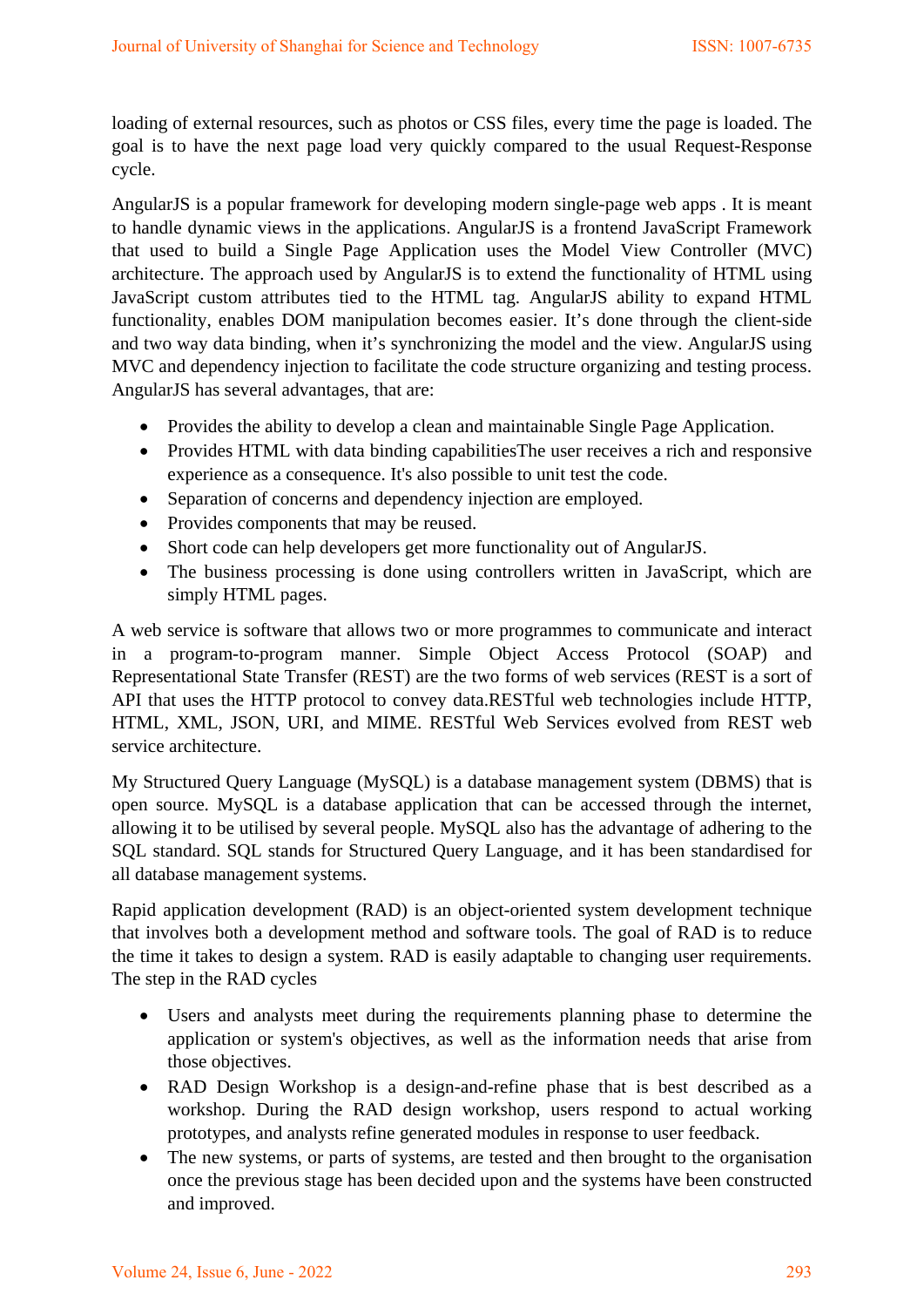loading of external resources, such as photos or CSS files, every time the page is loaded. The goal is to have the next page load very quickly compared to the usual Request-Response cycle.

AngularJS is a popular framework for developing modern single-page web apps . It is meant to handle dynamic views in the applications. AngularJS is a frontend JavaScript Framework that used to build a Single Page Application uses the Model View Controller (MVC) architecture. The approach used by AngularJS is to extend the functionality of HTML using JavaScript custom attributes tied to the HTML tag. AngularJS ability to expand HTML functionality, enables DOM manipulation becomes easier. It's done through the client-side and two way data binding, when it's synchronizing the model and the view. AngularJS using MVC and dependency injection to facilitate the code structure organizing and testing process. AngularJS has several advantages, that are:

- Provides the ability to develop a clean and maintainable Single Page Application.
- Provides HTML with data binding capabilitiesThe user receives a rich and responsive experience as a consequence. It's also possible to unit test the code.
- Separation of concerns and dependency injection are employed.
- Provides components that may be reused.
- Short code can help developers get more functionality out of AngularJS.
- The business processing is done using controllers written in JavaScript, which are simply HTML pages.

A web service is software that allows two or more programmes to communicate and interact in a program-to-program manner. Simple Object Access Protocol (SOAP) and Representational State Transfer (REST) are the two forms of web services (REST is a sort of API that uses the HTTP protocol to convey data.RESTful web technologies include HTTP, HTML, XML, JSON, URI, and MIME. RESTful Web Services evolved from REST web service architecture.

My Structured Query Language (MySQL) is a database management system (DBMS) that is open source. MySQL is a database application that can be accessed through the internet, allowing it to be utilised by several people. MySQL also has the advantage of adhering to the SQL standard. SQL stands for Structured Query Language, and it has been standardised for all database management systems.

Rapid application development (RAD) is an object-oriented system development technique that involves both a development method and software tools. The goal of RAD is to reduce the time it takes to design a system. RAD is easily adaptable to changing user requirements. The step in the RAD cycles

- Users and analysts meet during the requirements planning phase to determine the application or system's objectives, as well as the information needs that arise from those objectives.
- RAD Design Workshop is a design-and-refine phase that is best described as a workshop. During the RAD design workshop, users respond to actual working prototypes, and analysts refine generated modules in response to user feedback.
- The new systems, or parts of systems, are tested and then brought to the organisation once the previous stage has been decided upon and the systems have been constructed and improved.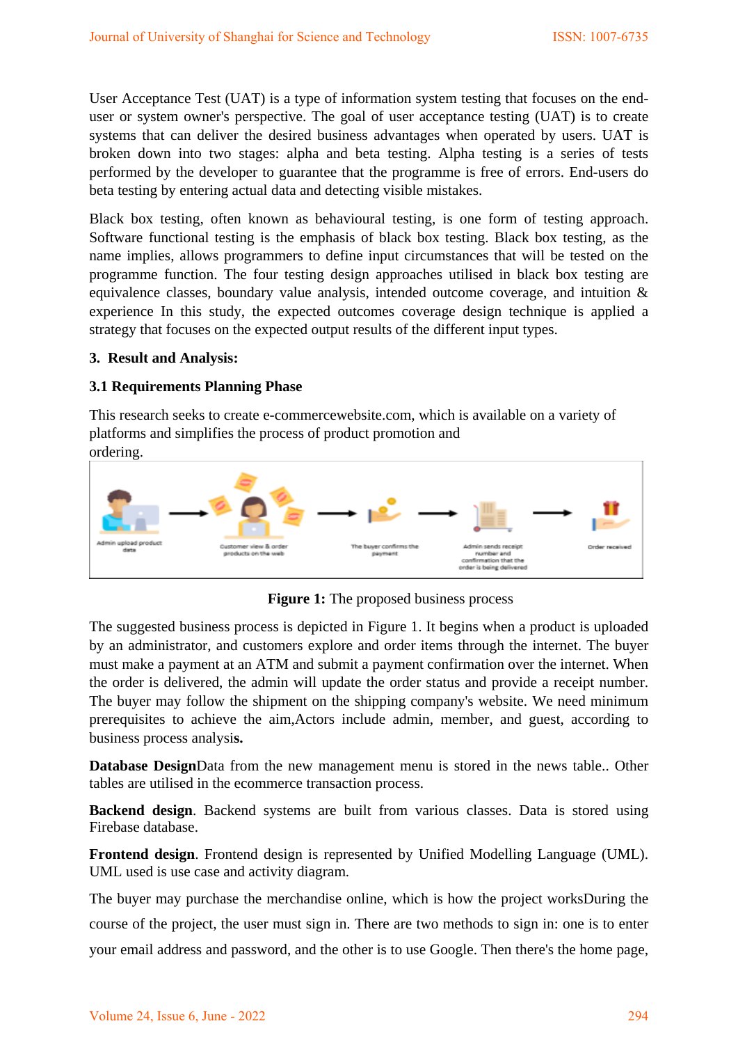User Acceptance Test (UAT) is a type of information system testing that focuses on the end-user or system owner's perspective. The goal of user acceptance testing (UAT) is to create systems that can deliver the desired business advantages when operated by users. UAT is broken down into two stages: alpha and beta testing. Alpha testing is a series of tests performed by the developer to guarantee that the programme is free of errors. End-users do beta testing by entering actual data and detecting visible mistakes.

Black box testing, often known as behavioural testing, is one form of testing approach. Software functional testing is the emphasis of black box testing. Black box testing, as the name implies, allows programmers to define input circumstances that will be tested on the programme function. The four testing design approaches utilised in black box testing are equivalence classes, boundary value analysis, intended outcome coverage, and intuition & experience In this study, the expected outcomes coverage design technique is applied a strategy that focuses on the expected output results of the different input types.

## 3. Result and Analysis:

### 3.1 Requirements Planning Phase

This research seeks to create e-commercewebsite.com, which is available on a variety of platforms and simplifies the process of product promotion and ordering.

Admin upload product data → Customer view & order products on the web → The buyer confirms the payment → Admin sends receipt number and confirmation that the order is being delivered → Order received

**Figure 1:** The proposed business process

The suggested business process is depicted in Figure 1. It begins when a product is uploaded by an administrator, and customers explore and order items through the internet. The buyer must make a payment at an ATM and submit a payment confirmation over the internet. When the order is delivered, the admin will update the order status and provide a receipt number. The buyer may follow the shipment on the shipping company's website. We need minimum prerequisites to achieve the aim,Actors include admin, member, and guest, according to business process analysi**s.**

**Database Design**Data from the new management menu is stored in the news table.. Other tables are utilised in the ecommerce transaction process.

**Backend design**. Backend systems are built from various classes. Data is stored using Firebase database.

**Frontend design**. Frontend design is represented by Unified Modelling Language (UML). UML used is use case and activity diagram.

The buyer may purchase the merchandise online, which is how the project worksDuring the course of the project, the user must sign in. There are two methods to sign in: one is to enter your email address and password, and the other is to use Google. Then there's the home page,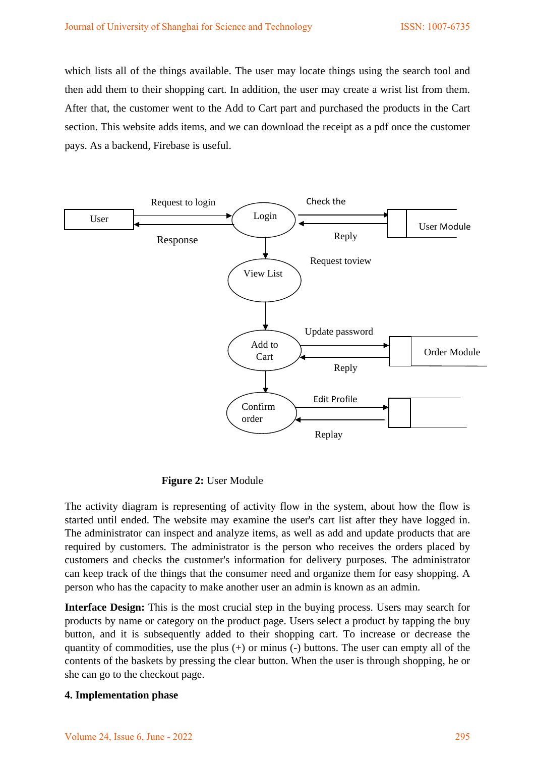which lists all of the things available. The user may locate things using the search tool and then add them to their shopping cart. In addition, the user may create a wrist list from them. After that, the customer went to the Add to Cart part and purchased the products in the Cart section. This website adds items, and we can download the receipt as a pdf once the customer pays. As a backend, Firebase is useful.

**Figure 2:** User Module

The activity diagram is representing of activity flow in the system, about how the flow is started until ended. The website may examine the user's cart list after they have logged in. The administrator can inspect and analyze items, as well as add and update products that are required by customers. The administrator is the person who receives the orders placed by customers and checks the customer's information for delivery purposes. The administrator can keep track of the things that the consumer need and organize them for easy shopping. A person who has the capacity to make another user an admin is known as an admin.

**Interface Design:** This is the most crucial step in the buying process. Users may search for products by name or category on the product page. Users select a product by tapping the buy button, and it is subsequently added to their shopping cart. To increase or decrease the quantity of commodities, use the plus (+) or minus (-) buttons. The user can empty all of the contents of the baskets by pressing the clear button. When the user is through shopping, he or she can go to the checkout page.

## 4. Implementation phase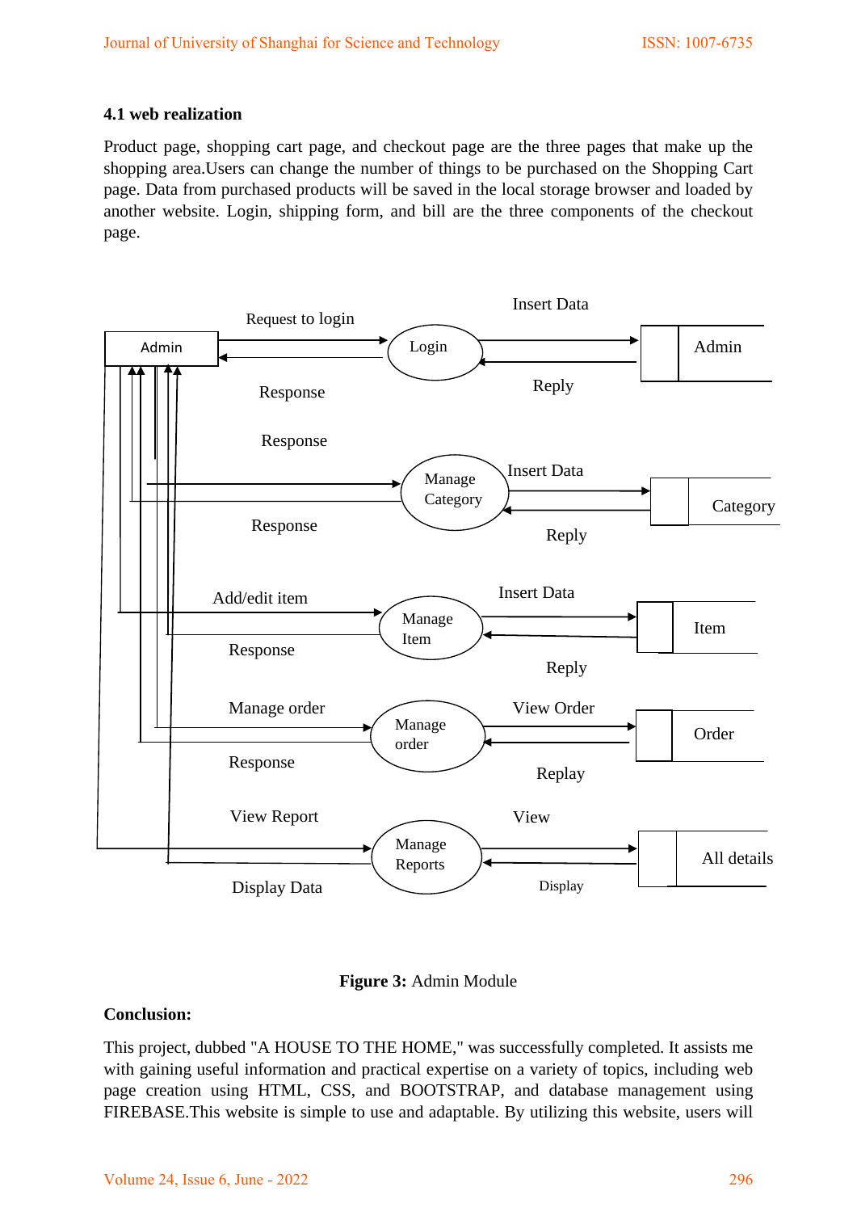### 4.1 web realization

Product page, shopping cart page, and checkout page are the three pages that make up the shopping area.Users can change the number of things to be purchased on the Shopping Cart page. Data from purchased products will be saved in the local storage browser and loaded by another website. Login, shipping form, and bill are the three components of the checkout page.

**Figure 3:** Admin Module

**Conclusion:**

This project, dubbed "A HOUSE TO THE HOME," was successfully completed. It assists me with gaining useful information and practical expertise on a variety of topics, including web page creation using HTML, CSS, and BOOTSTRAP, and database management using FIREBASE.This website is simple to use and adaptable. By utilizing this website, users will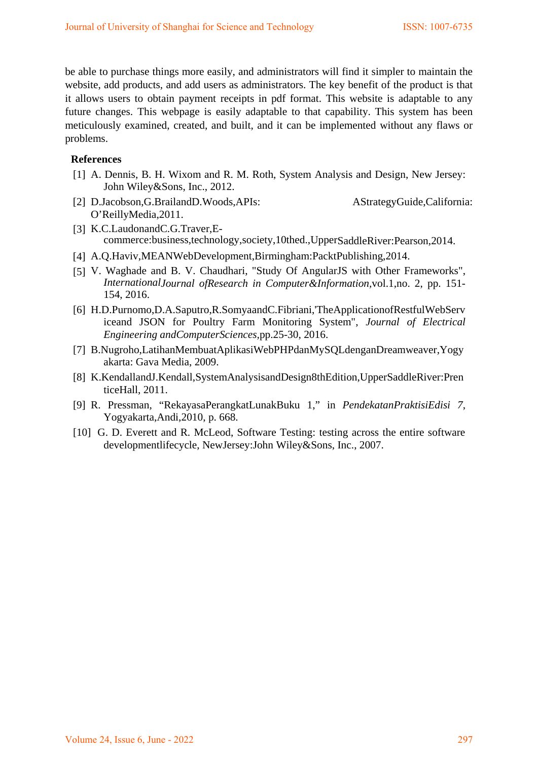be able to purchase things more easily, and administrators will find it simpler to maintain the website, add products, and add users as administrators. The key benefit of the product is that it allows users to obtain payment receipts in pdf format. This website is adaptable to any future changes. This webpage is easily adaptable to that capability. This system has been meticulously examined, created, and built, and it can be implemented without any flaws or problems.

**References**

[1] A. Dennis, B. H. Wixom and R. M. Roth, System Analysis and Design, New Jersey: John Wiley&Sons, Inc., 2012.

[2] D.Jacobson,G.BrailandD.Woods,APIs: AStrategyGuide,California: O'ReillyMedia,2011.

[3] K.C.LaudonandC.G.Traver,E-commerce:business,technology,society,10thed.,UpperSaddleRiver:Pearson,2014.

[4] A.Q.Haviv,MEANWebDevelopment,Birmingham:PacktPublishing,2014.

[5] V. Waghade and B. V. Chaudhari, "Study Of AngularJS with Other Frameworks", *InternationalJournal ofResearch in Computer&Information*,vol.1,no. 2, pp. 151-154, 2016.

[6] H.D.Purnomo,D.A.Saputro,R.SomyaandC.Fibriani,'TheApplicationofRestfulWebServiceand JSON for Poultry Farm Monitoring System", *Journal of Electrical Engineering andComputerSciences*,pp.25-30, 2016.

[7] B.Nugroho,LatihanMembuatAplikasiWebPHPdanMySQLdenganDreamweaver,Yogyakarta: Gava Media, 2009.

[8] K.KendallandJ.Kendall,SystemAnalysisandDesign8thEdition,UpperSaddleRiver:PrenticeHall, 2011.

[9] R. Pressman, "RekayasaPerangkatLunakBuku 1," in *PendekatanPraktisiEdisi 7*, Yogyakarta,Andi,2010, p. 668.

[10] G. D. Everett and R. McLeod, Software Testing: testing across the entire software developmentlifecycle, NewJersey:John Wiley&Sons, Inc., 2007.